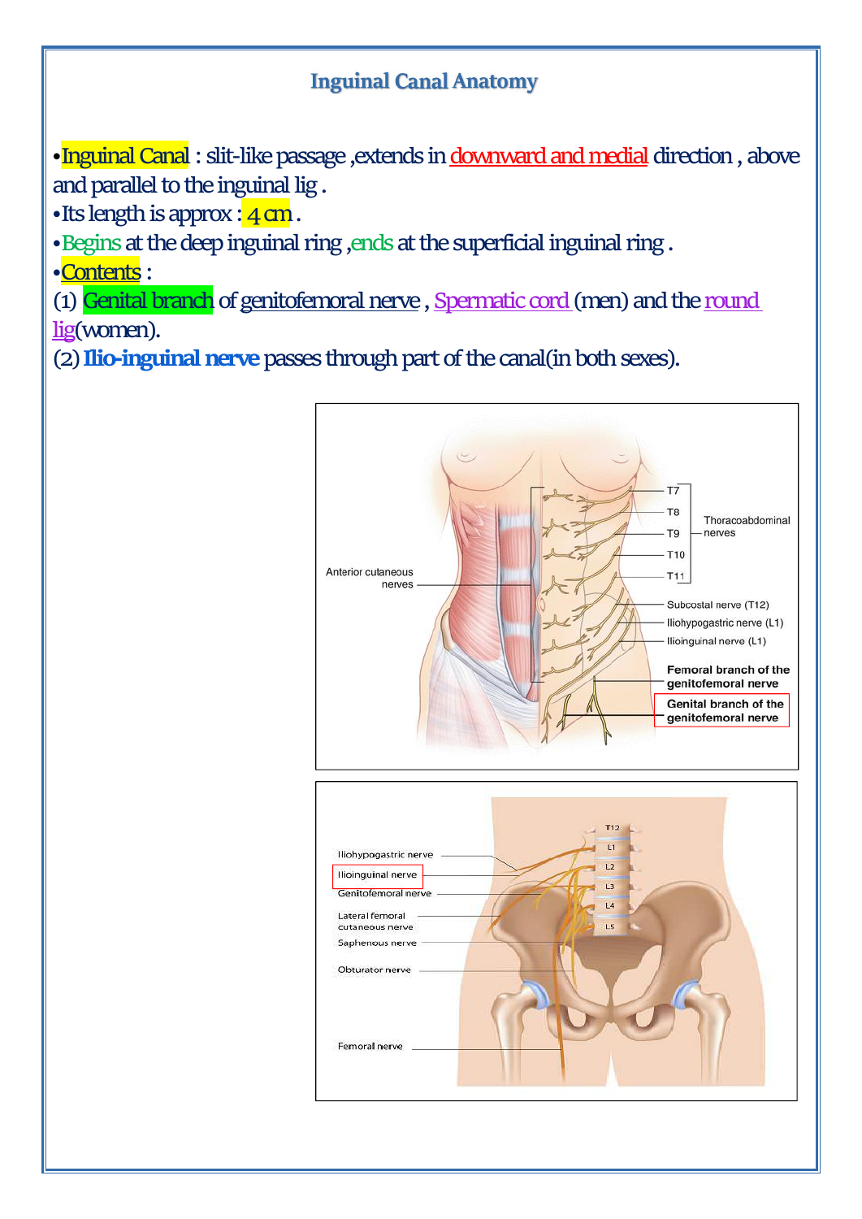# Inguinal Canal Anatomy

- **Inguinal Canal** : slit-like passage ,extends in downward and medial direction , above and parallel to the inguinal lig .
- Its length is approx : 4 cm .
- Begins at the deep inguinal ring ,ends at the superficial inguinal ring .
- Contents :

(1) Genital branch of genitofemoral nerve , Spermatic cord (men) and the round lig(women).

(2) **Ilio-inguinal nerve** passes through part of the canal(in both sexes).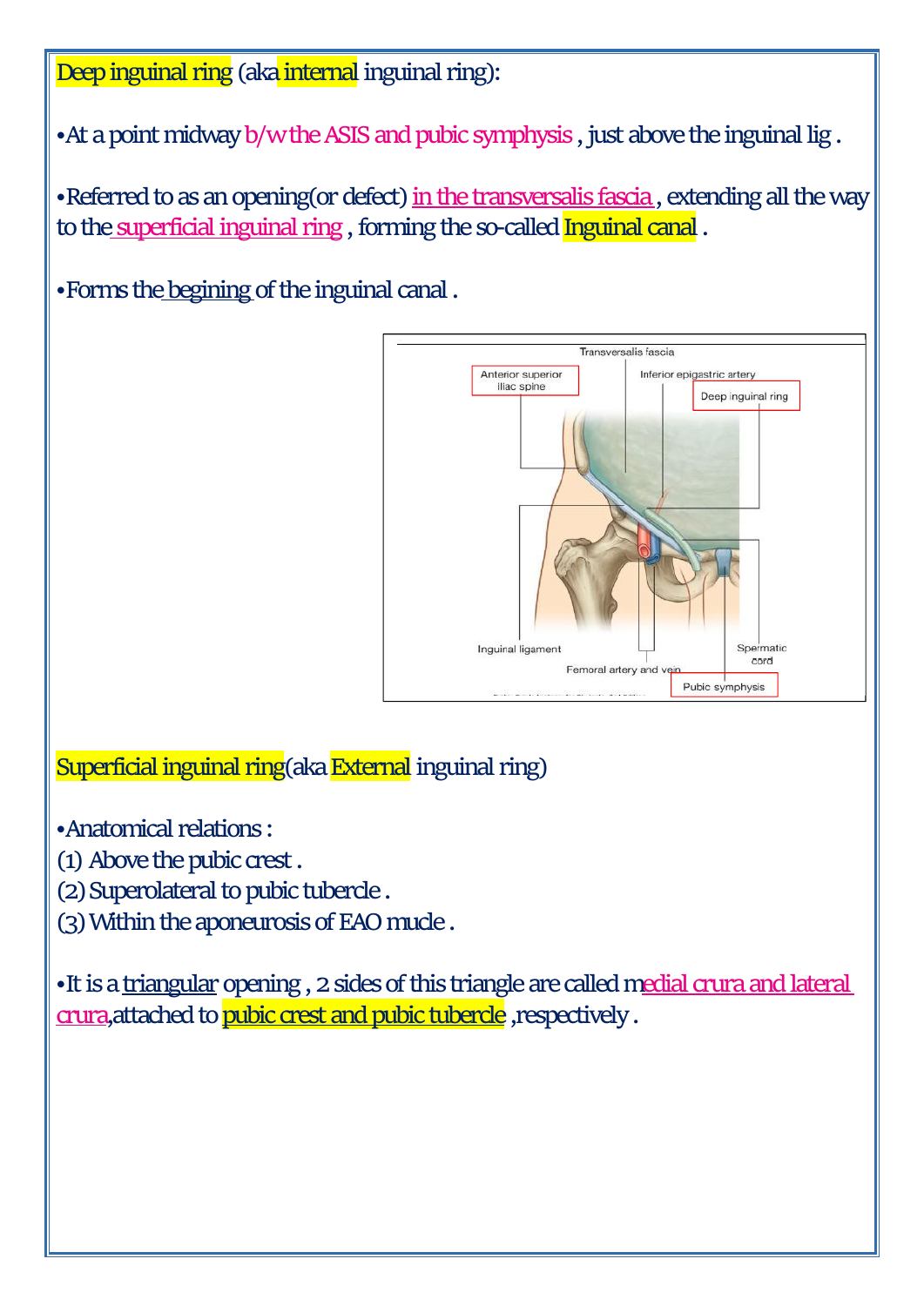Deep inguinal ring (aka internal inguinal ring):

- At a point midway b/w the ASIS and pubic symphysis , just above the inguinal lig .

- Referred to as an opening(or defect) in the transversalis fascia , extending all the way to the superficial inguinal ring , forming the so-called Inguinal canal .

- Forms the begining of the inguinal canal .

Superficial inguinal ring(aka External inguinal ring)

- Anatomical relations :

(1) Above the pubic crest .
(2) Superolateral to pubic tubercle .
(3) Within the aponeurosis of EAO mucle .

- It is a triangular opening , 2 sides of this triangle are called medial crura and lateral crura,attached to pubic crest and pubic tubercle ,respectively .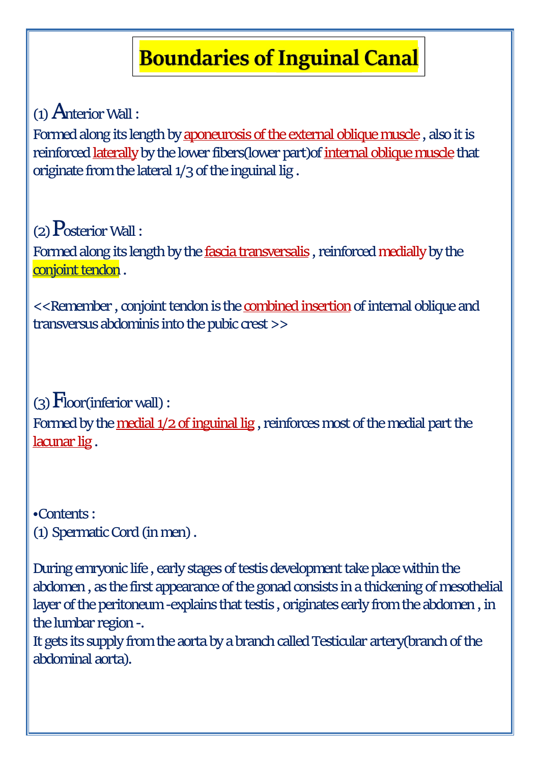# Boundaries of Inguinal Canal

(1) Anterior Wall :

Formed along its length by aponeurosis of the external oblique muscle , also it is reinforced laterally by the lower fibers(lower part)of internal oblique muscle that originate from the lateral 1/3 of the inguinal lig .

(2) Posterior Wall :

Formed along its length by the fascia transversalis , reinforced medially by the conjoint tendon .

<<Remember , conjoint tendon is the combined insertion of internal oblique and transversus abdominis into the pubic crest >>

(3) Floor(inferior wall) :

Formed by the medial 1/2 of inguinal lig , reinforces most of the medial part the lacunar lig .

•Contents :

(1) Spermatic Cord (in men) .

During emryonic life , early stages of testis development take place within the abdomen , as the first appearance of the gonad consists in a thickening of mesothelial layer of the peritoneum -explains that testis , originates early from the abdomen , in the lumbar region -.

It gets its supply from the aorta by a branch called Testicular artery(branch of the abdominal aorta).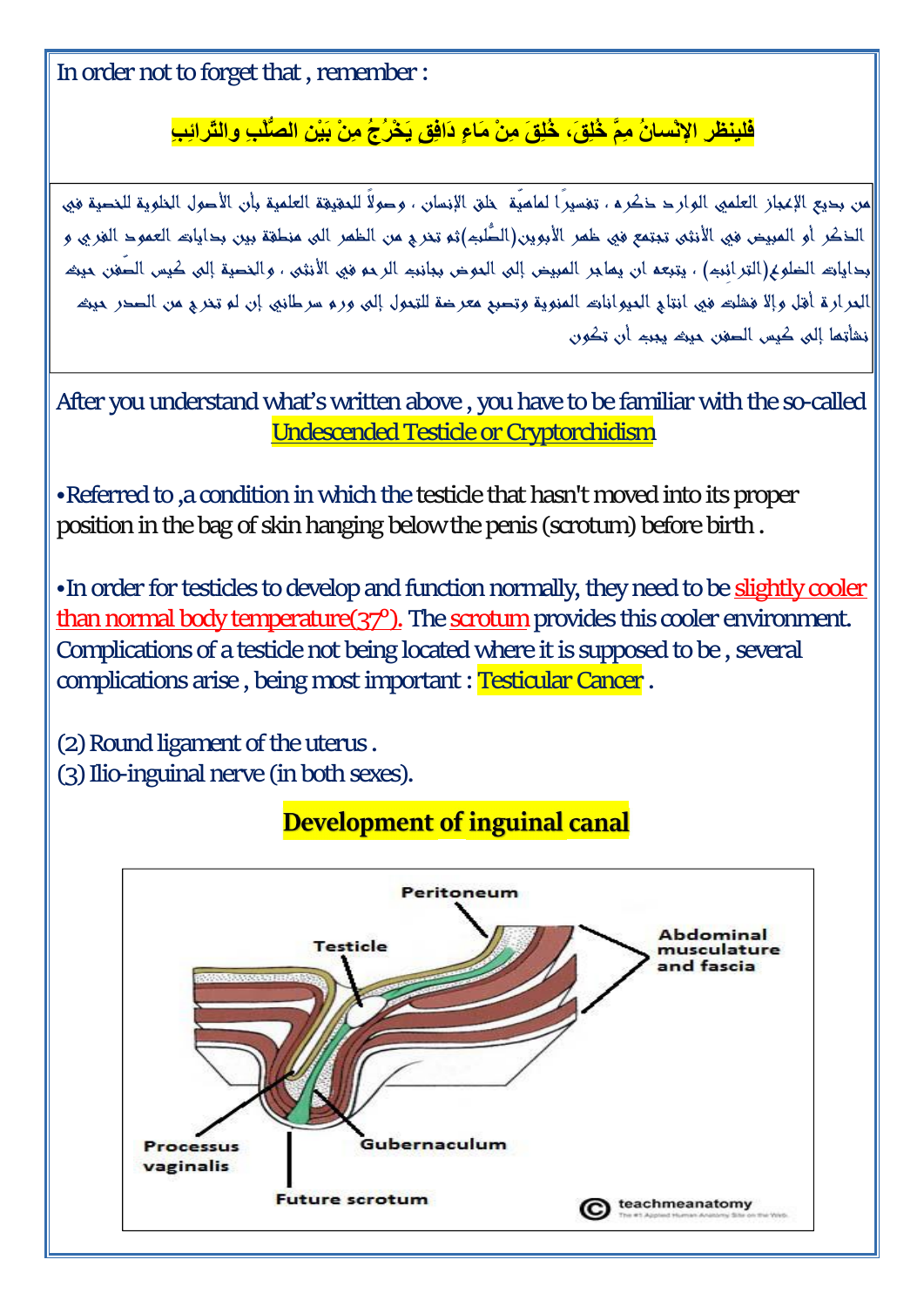In order not to forget that , remember :

**فلينظر الإنسانُ مِمَّ خُلِقَ، خُلِقَ مِنْ مَاءٍ دَافِقٍ يَخْرُجُ مِنْ بَيْنِ الصُّلْبِ والتَّرائِبِ**

من بديع الإعجاز العلمي الوارد ذكره ، تفسيراً لماهيّة خلق الإنسان ، وصولاً للحقيقة العلمية بأن الأصول الخلوية للخصية في الذكر أو المبيض في الأنثى تجتمع في ظهر الأبوين(الصُّلب)ثم تخرج من الظهر الى منطقة بين بدايات العمود الفقري و بدايات الضلوع(الترائب) ، يتبعه ان يهاجر المبيض إلى الحوض بجانب الرحم في الأنثى ، والخصية إلى كيس الصّفن حيث الحرارة أقل وإلا فشلت في انتاج الحيوانات المنوية وتصبح معرضة للتحول إلى ورم سرطاني إن لم تخرج من الصدر حيث نشأتها إلى كيس الصفن حيث يجب أن تكون

After you understand what's written above , you have to be familiar with the so-called Undescended Testicle or Cryptorchidism

• Referred to ,a condition in which the testicle that hasn't moved into its proper position in the bag of skin hanging below the penis (scrotum) before birth .

• In order for testicles to develop and function normally, they need to be slightly cooler than normal body temperature(37°). The scrotum provides this cooler environment. Complications of a testicle not being located where it is supposed to be , several complications arise , being most important : Testicular Cancer .

(2) Round ligament of the uterus .
(3) Ilio-inguinal nerve (in both sexes).

## Development of inguinal canal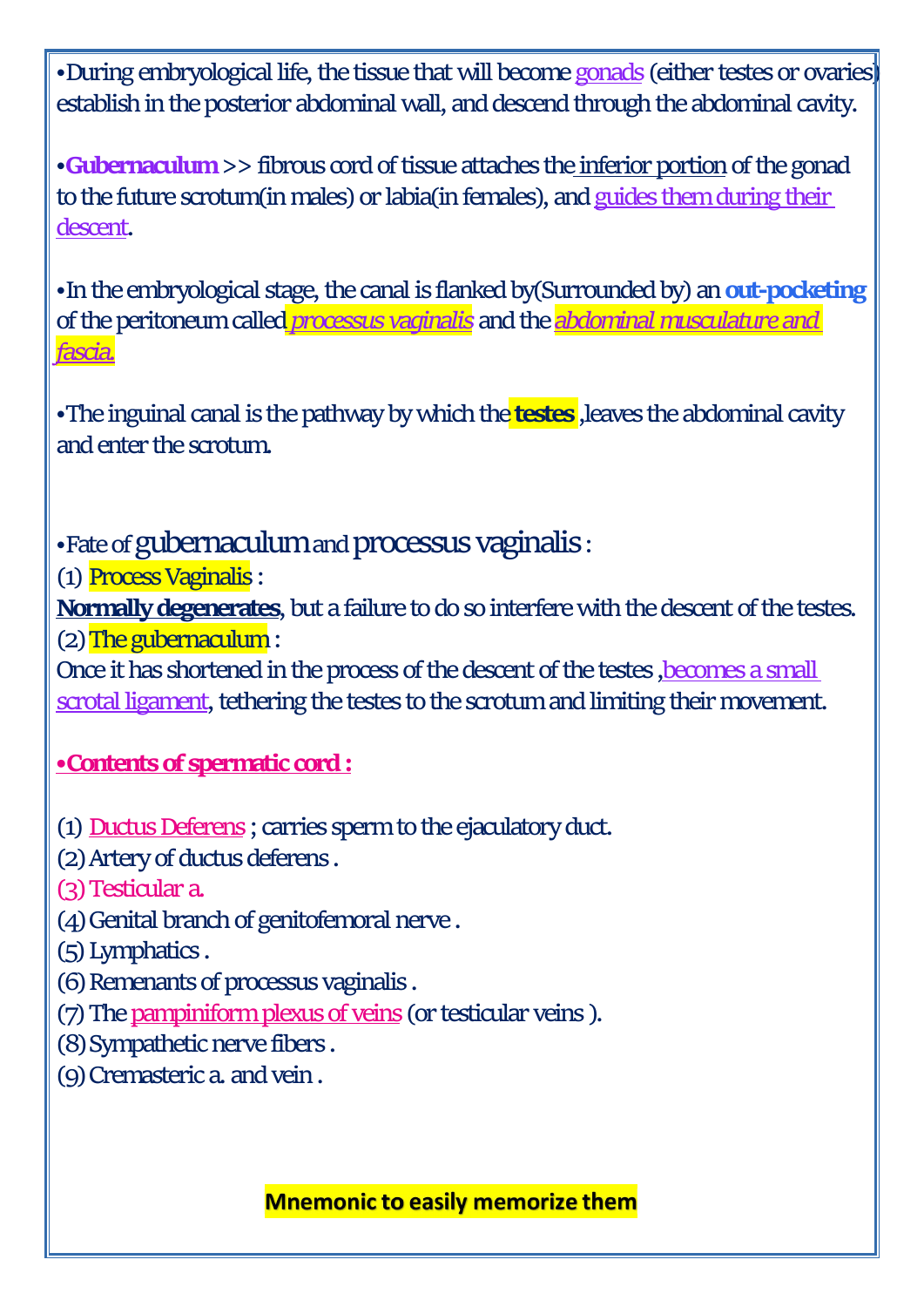•During embryological life, the tissue that will become gonads (either testes or ovaries) establish in the posterior abdominal wall, and descend through the abdominal cavity.

•**Gubernaculum** >> fibrous cord of tissue attaches the inferior portion of the gonad to the future scrotum(in males) or labia(in females), and guides them during their descent.

•In the embryological stage, the canal is flanked by(Surrounded by) an **out-pocketing** of the peritoneum called *processus vaginalis* and the *abdominal musculature and fascia.*

•The inguinal canal is the pathway by which the **testes** ,leaves the abdominal cavity and enter the scrotum.

•Fate of gubernaculum and processus vaginalis :

(1) Process Vaginalis :

**Normally degenerates**, but a failure to do so interfere with the descent of the testes.

(2) The gubernaculum :

Once it has shortened in the process of the descent of the testes ,becomes a small scrotal ligament, tethering the testes to the scrotum and limiting their movement.

**•Contents of spermatic cord :**

(1) Ductus Deferens ; carries sperm to the ejaculatory duct.
(2) Artery of ductus deferens .
(3) Testicular a.
(4) Genital branch of genitofemoral nerve .
(5) Lymphatics .
(6) Remenants of processus vaginalis .
(7) The pampiniform plexus of veins (or testicular veins ).
(8) Sympathetic nerve fibers .
(9) Cremasteric a. and vein .

**Mnemonic to easily memorize them**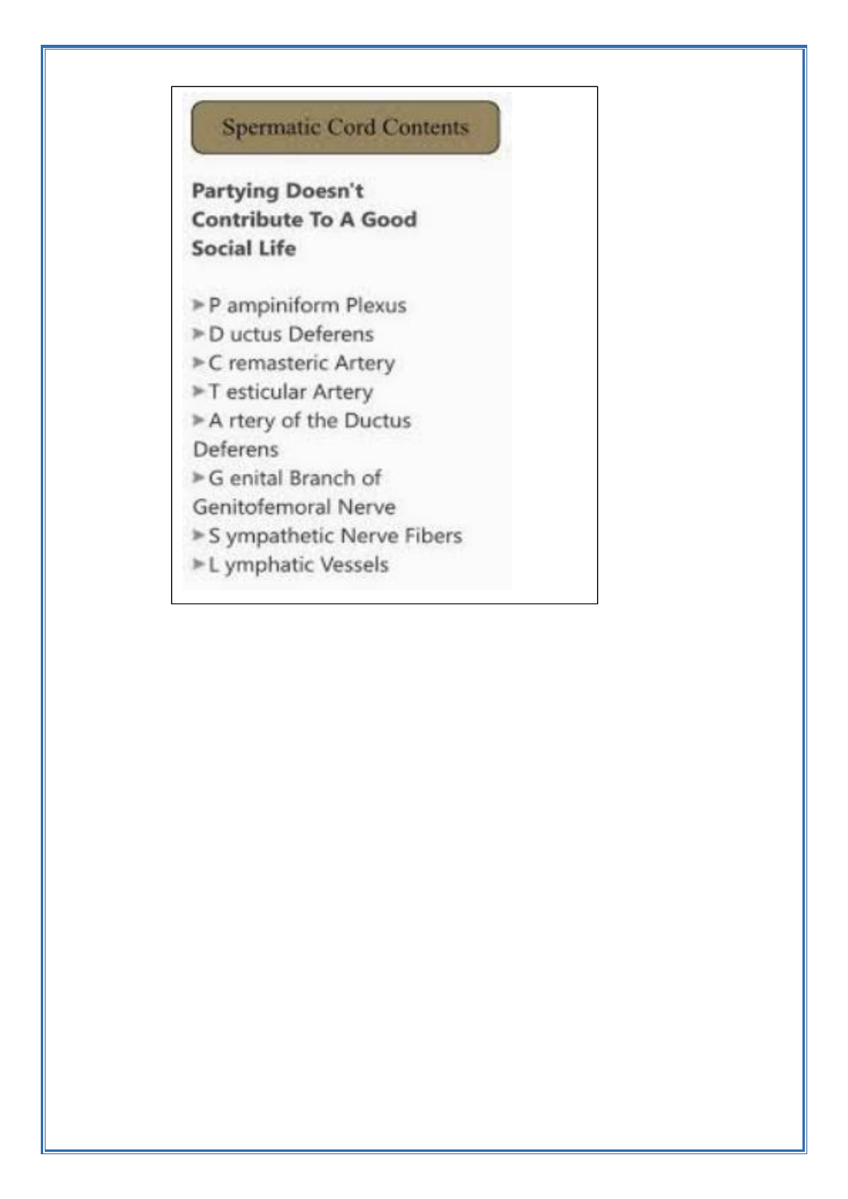## Spermatic Cord Contents

**Partying Doesn't Contribute To A Good Social Life**

- P ampiniform Plexus
- D uctus Deferens
- C remasteric Artery
- T esticular Artery
- A rtery of the Ductus Deferens
- G enital Branch of Genitofemoral Nerve
- S ympathetic Nerve Fibers
- L ymphatic Vessels